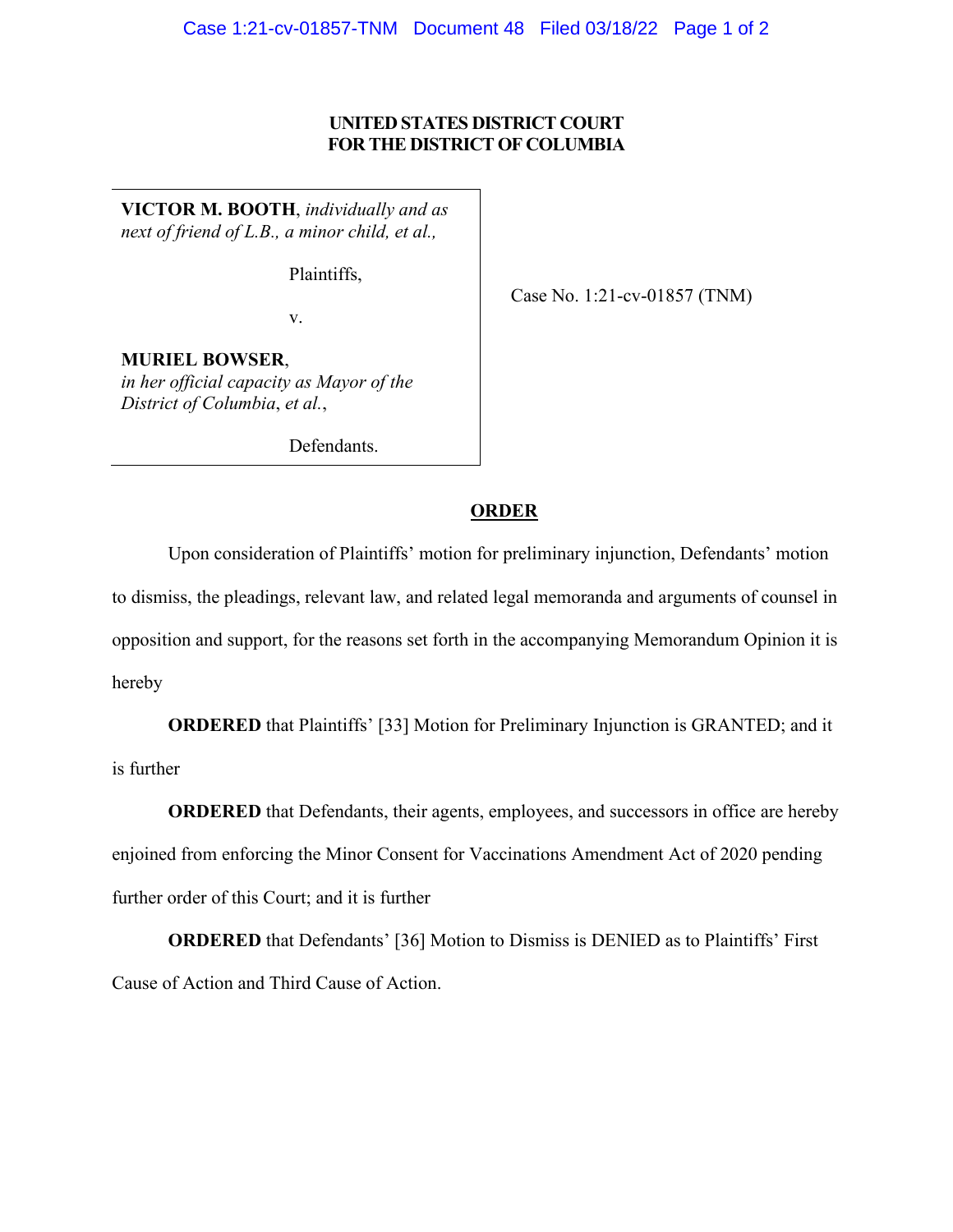**UNITED STATES DISTRICT COURT**
**FOR THE DISTRICT OF COLUMBIA**

**VICTOR M. BOOTH**, *individually and as next of friend of L.B., a minor child, et al.,*

Plaintiffs,

v.

**MURIEL BOWSER**,
*in her official capacity as Mayor of the District of Columbia*, *et al.*,

Defendants.

Case No. 1:21-cv-01857 (TNM)

**ORDER**

Upon consideration of Plaintiffs' motion for preliminary injunction, Defendants' motion to dismiss, the pleadings, relevant law, and related legal memoranda and arguments of counsel in opposition and support, for the reasons set forth in the accompanying Memorandum Opinion it is hereby

**ORDERED** that Plaintiffs' [33] Motion for Preliminary Injunction is GRANTED; and it is further

**ORDERED** that Defendants, their agents, employees, and successors in office are hereby enjoined from enforcing the Minor Consent for Vaccinations Amendment Act of 2020 pending further order of this Court; and it is further

**ORDERED** that Defendants' [36] Motion to Dismiss is DENIED as to Plaintiffs' First Cause of Action and Third Cause of Action.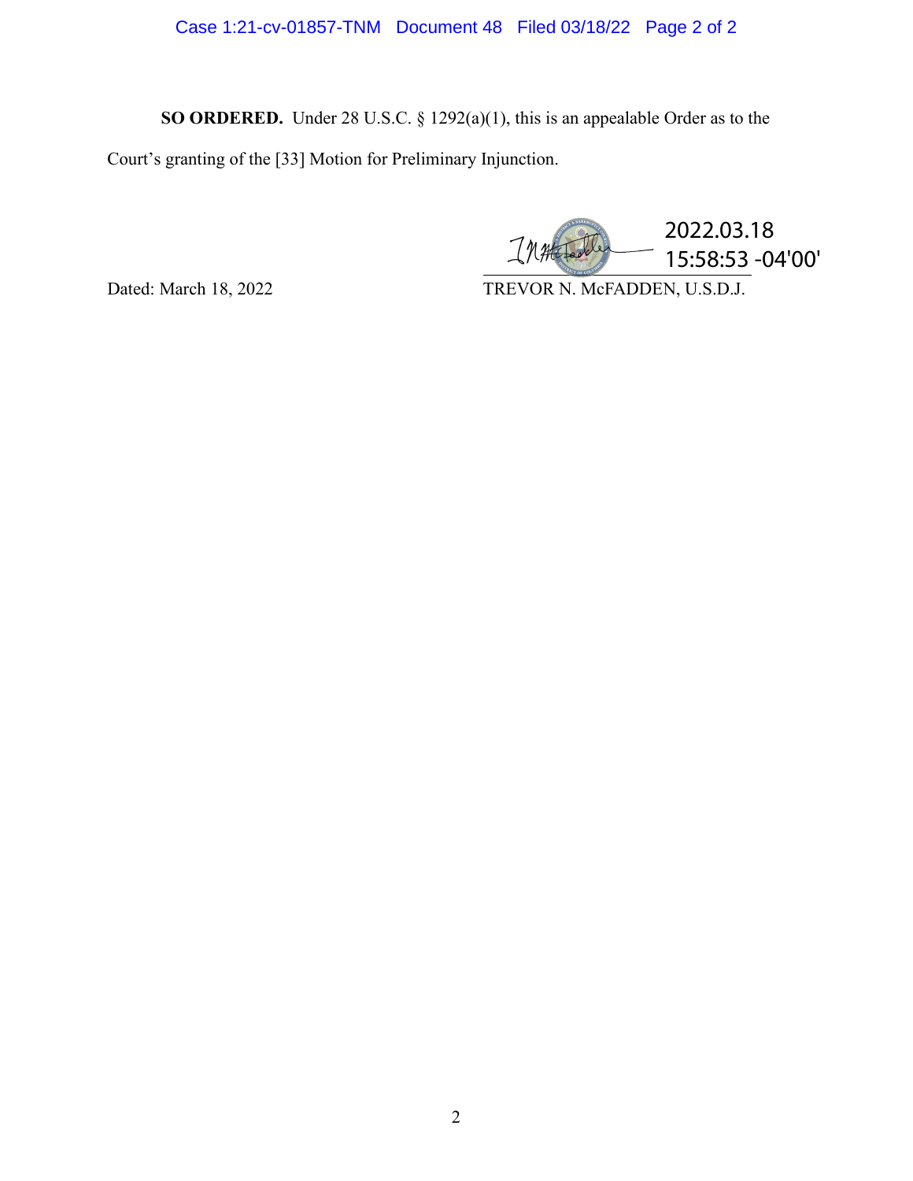**SO ORDERED.** Under 28 U.S.C. § 1292(a)(1), this is an appealable Order as to the Court's granting of the [33] Motion for Preliminary Injunction.

2022.03.18 15:58:53 -04'00'

Dated: March 18, 2022

TREVOR N. McFADDEN, U.S.D.J.